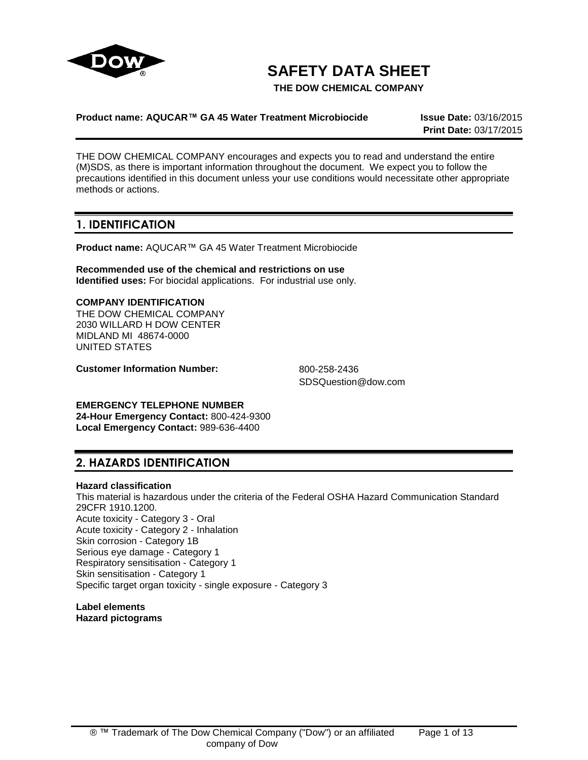# SAFETY DATA SHEET

**THE DOW CHEMICAL COMPANY**

**Product name: AQUCAR™ GA 45 Water Treatment Microbiocide** **Issue Date:** 03/16/2015
**Print Date:** 03/17/2015

THE DOW CHEMICAL COMPANY encourages and expects you to read and understand the entire (M)SDS, as there is important information throughout the document. We expect you to follow the precautions identified in this document unless your use conditions would necessitate other appropriate methods or actions.

## 1. IDENTIFICATION

**Product name:** AQUCAR™ GA 45 Water Treatment Microbiocide

**Recommended use of the chemical and restrictions on use**
**Identified uses:** For biocidal applications. For industrial use only.

**COMPANY IDENTIFICATION**
THE DOW CHEMICAL COMPANY
2030 WILLARD H DOW CENTER
MIDLAND MI 48674-0000
UNITED STATES

**Customer Information Number:** 800-258-2436
SDSQuestion@dow.com

**EMERGENCY TELEPHONE NUMBER**
**24-Hour Emergency Contact:** 800-424-9300
**Local Emergency Contact:** 989-636-4400

## 2. HAZARDS IDENTIFICATION

**Hazard classification**
This material is hazardous under the criteria of the Federal OSHA Hazard Communication Standard 29CFR 1910.1200.
Acute toxicity - Category 3 - Oral
Acute toxicity - Category 2 - Inhalation
Skin corrosion - Category 1B
Serious eye damage - Category 1
Respiratory sensitisation - Category 1
Skin sensitisation - Category 1
Specific target organ toxicity - single exposure - Category 3

**Label elements**
**Hazard pictograms**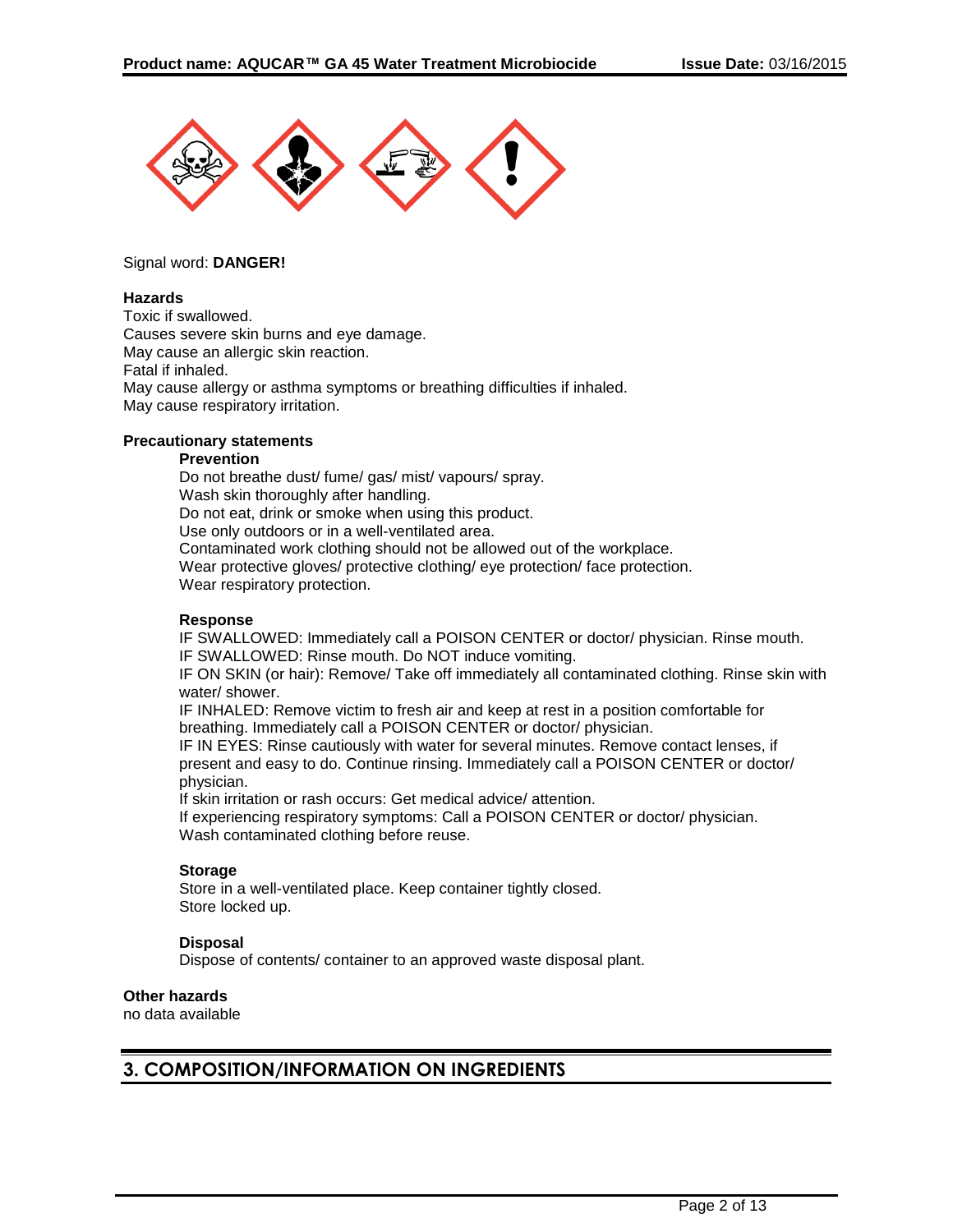Signal word: **DANGER!**

**Hazards**

Toxic if swallowed.
Causes severe skin burns and eye damage.
May cause an allergic skin reaction.
Fatal if inhaled.
May cause allergy or asthma symptoms or breathing difficulties if inhaled.
May cause respiratory irritation.

**Precautionary statements**

**Prevention**

Do not breathe dust/ fume/ gas/ mist/ vapours/ spray.
Wash skin thoroughly after handling.
Do not eat, drink or smoke when using this product.
Use only outdoors or in a well-ventilated area.
Contaminated work clothing should not be allowed out of the workplace.
Wear protective gloves/ protective clothing/ eye protection/ face protection.
Wear respiratory protection.

**Response**

IF SWALLOWED: Immediately call a POISON CENTER or doctor/ physician. Rinse mouth.
IF SWALLOWED: Rinse mouth. Do NOT induce vomiting.
IF ON SKIN (or hair): Remove/ Take off immediately all contaminated clothing. Rinse skin with water/ shower.
IF INHALED: Remove victim to fresh air and keep at rest in a position comfortable for breathing. Immediately call a POISON CENTER or doctor/ physician.
IF IN EYES: Rinse cautiously with water for several minutes. Remove contact lenses, if present and easy to do. Continue rinsing. Immediately call a POISON CENTER or doctor/ physician.
If skin irritation or rash occurs: Get medical advice/ attention.
If experiencing respiratory symptoms: Call a POISON CENTER or doctor/ physician.
Wash contaminated clothing before reuse.

**Storage**

Store in a well-ventilated place. Keep container tightly closed.
Store locked up.

**Disposal**

Dispose of contents/ container to an approved waste disposal plant.

**Other hazards**

no data available

## 3. COMPOSITION/INFORMATION ON INGREDIENTS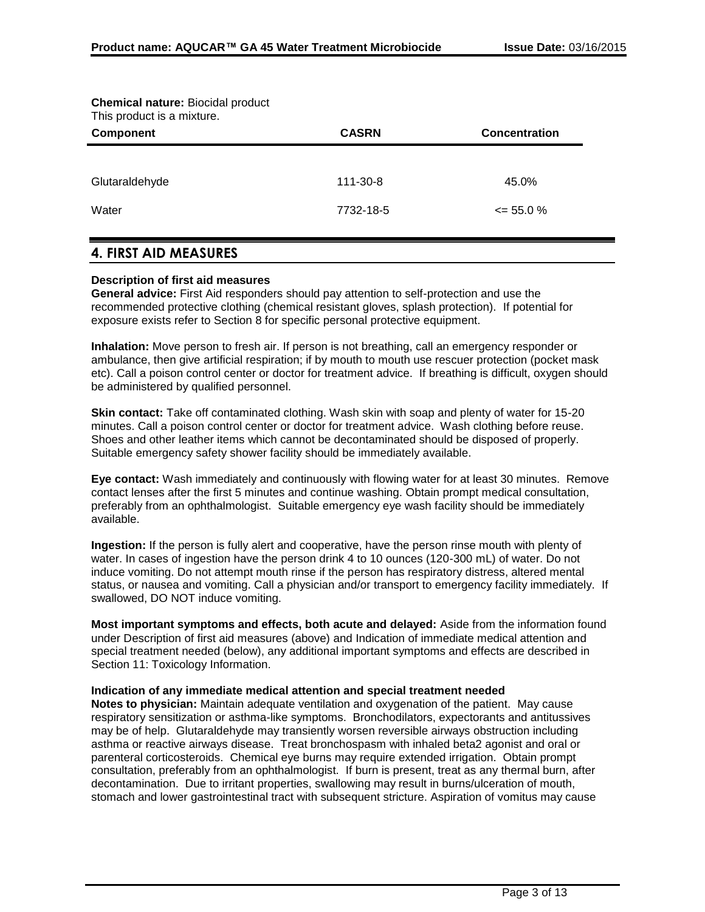**Chemical nature:** Biocidal product

This product is a mixture.

| Component | CASRN | Concentration |
|---|---|---|
| Glutaraldehyde | 111-30-8 | 45.0% |
| Water | 7732-18-5 | <= 55.0 % |

## 4. FIRST AID MEASURES

**Description of first aid measures**

**General advice:** First Aid responders should pay attention to self-protection and use the recommended protective clothing (chemical resistant gloves, splash protection). If potential for exposure exists refer to Section 8 for specific personal protective equipment.

**Inhalation:** Move person to fresh air. If person is not breathing, call an emergency responder or ambulance, then give artificial respiration; if by mouth to mouth use rescuer protection (pocket mask etc). Call a poison control center or doctor for treatment advice. If breathing is difficult, oxygen should be administered by qualified personnel.

**Skin contact:** Take off contaminated clothing. Wash skin with soap and plenty of water for 15-20 minutes. Call a poison control center or doctor for treatment advice. Wash clothing before reuse. Shoes and other leather items which cannot be decontaminated should be disposed of properly. Suitable emergency safety shower facility should be immediately available.

**Eye contact:** Wash immediately and continuously with flowing water for at least 30 minutes. Remove contact lenses after the first 5 minutes and continue washing. Obtain prompt medical consultation, preferably from an ophthalmologist. Suitable emergency eye wash facility should be immediately available.

**Ingestion:** If the person is fully alert and cooperative, have the person rinse mouth with plenty of water. In cases of ingestion have the person drink 4 to 10 ounces (120-300 mL) of water. Do not induce vomiting. Do not attempt mouth rinse if the person has respiratory distress, altered mental status, or nausea and vomiting. Call a physician and/or transport to emergency facility immediately. If swallowed, DO NOT induce vomiting.

**Most important symptoms and effects, both acute and delayed:** Aside from the information found under Description of first aid measures (above) and Indication of immediate medical attention and special treatment needed (below), any additional important symptoms and effects are described in Section 11: Toxicology Information.

**Indication of any immediate medical attention and special treatment needed**

**Notes to physician:** Maintain adequate ventilation and oxygenation of the patient. May cause respiratory sensitization or asthma-like symptoms. Bronchodilators, expectorants and antitussives may be of help. Glutaraldehyde may transiently worsen reversible airways obstruction including asthma or reactive airways disease. Treat bronchospasm with inhaled beta2 agonist and oral or parenteral corticosteroids. Chemical eye burns may require extended irrigation. Obtain prompt consultation, preferably from an ophthalmologist. If burn is present, treat as any thermal burn, after decontamination. Due to irritant properties, swallowing may result in burns/ulceration of mouth, stomach and lower gastrointestinal tract with subsequent stricture. Aspiration of vomitus may cause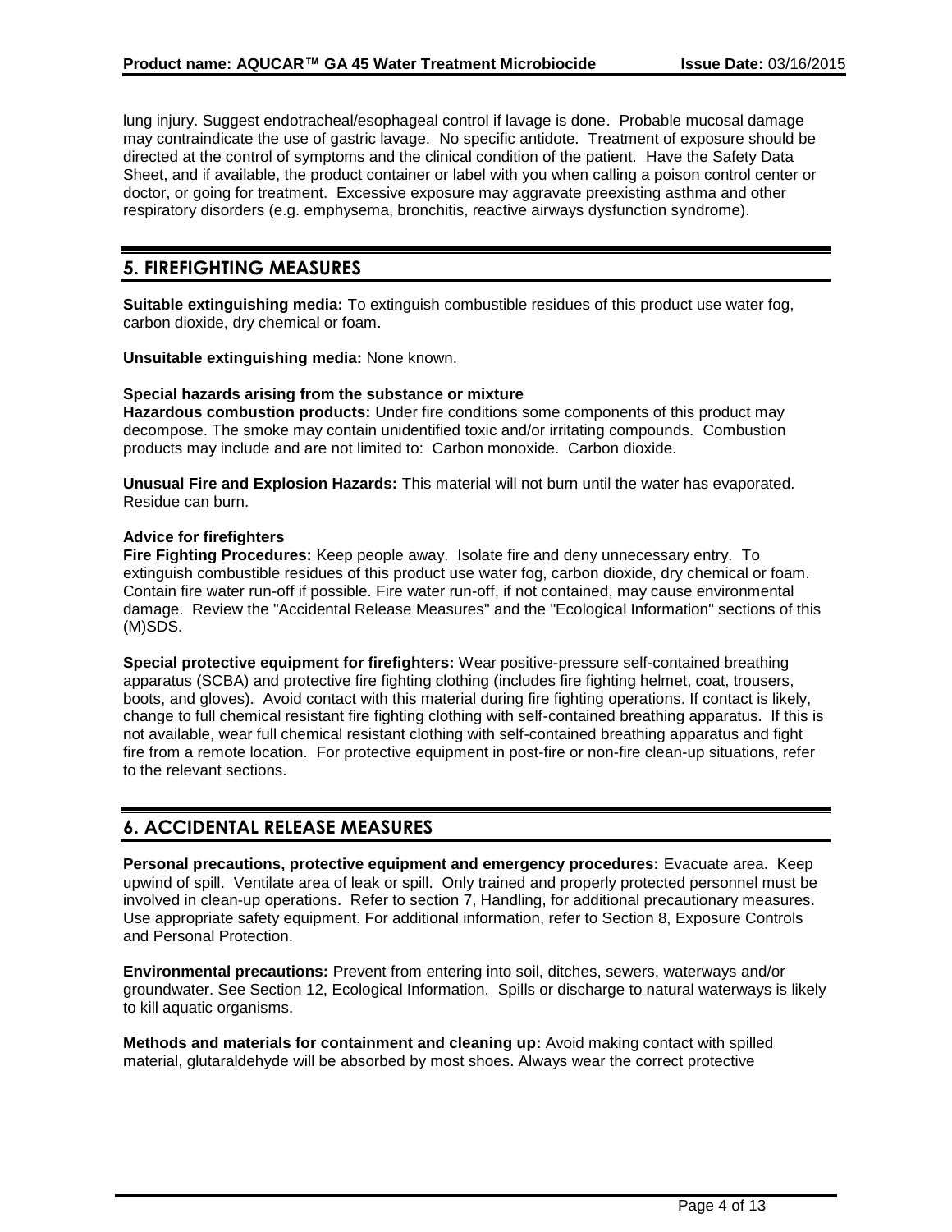lung injury. Suggest endotracheal/esophageal control if lavage is done. Probable mucosal damage may contraindicate the use of gastric lavage. No specific antidote. Treatment of exposure should be directed at the control of symptoms and the clinical condition of the patient. Have the Safety Data Sheet, and if available, the product container or label with you when calling a poison control center or doctor, or going for treatment. Excessive exposure may aggravate preexisting asthma and other respiratory disorders (e.g. emphysema, bronchitis, reactive airways dysfunction syndrome).

## 5. FIREFIGHTING MEASURES

**Suitable extinguishing media:** To extinguish combustible residues of this product use water fog, carbon dioxide, dry chemical or foam.

**Unsuitable extinguishing media:** None known.

**Special hazards arising from the substance or mixture**
**Hazardous combustion products:** Under fire conditions some components of this product may decompose. The smoke may contain unidentified toxic and/or irritating compounds. Combustion products may include and are not limited to: Carbon monoxide. Carbon dioxide.

**Unusual Fire and Explosion Hazards:** This material will not burn until the water has evaporated. Residue can burn.

**Advice for firefighters**
**Fire Fighting Procedures:** Keep people away. Isolate fire and deny unnecessary entry. To extinguish combustible residues of this product use water fog, carbon dioxide, dry chemical or foam. Contain fire water run-off if possible. Fire water run-off, if not contained, may cause environmental damage. Review the "Accidental Release Measures" and the "Ecological Information" sections of this (M)SDS.

**Special protective equipment for firefighters:** Wear positive-pressure self-contained breathing apparatus (SCBA) and protective fire fighting clothing (includes fire fighting helmet, coat, trousers, boots, and gloves). Avoid contact with this material during fire fighting operations. If contact is likely, change to full chemical resistant fire fighting clothing with self-contained breathing apparatus. If this is not available, wear full chemical resistant clothing with self-contained breathing apparatus and fight fire from a remote location. For protective equipment in post-fire or non-fire clean-up situations, refer to the relevant sections.

## 6. ACCIDENTAL RELEASE MEASURES

**Personal precautions, protective equipment and emergency procedures:** Evacuate area. Keep upwind of spill. Ventilate area of leak or spill. Only trained and properly protected personnel must be involved in clean-up operations. Refer to section 7, Handling, for additional precautionary measures. Use appropriate safety equipment. For additional information, refer to Section 8, Exposure Controls and Personal Protection.

**Environmental precautions:** Prevent from entering into soil, ditches, sewers, waterways and/or groundwater. See Section 12, Ecological Information. Spills or discharge to natural waterways is likely to kill aquatic organisms.

**Methods and materials for containment and cleaning up:** Avoid making contact with spilled material, glutaraldehyde will be absorbed by most shoes. Always wear the correct protective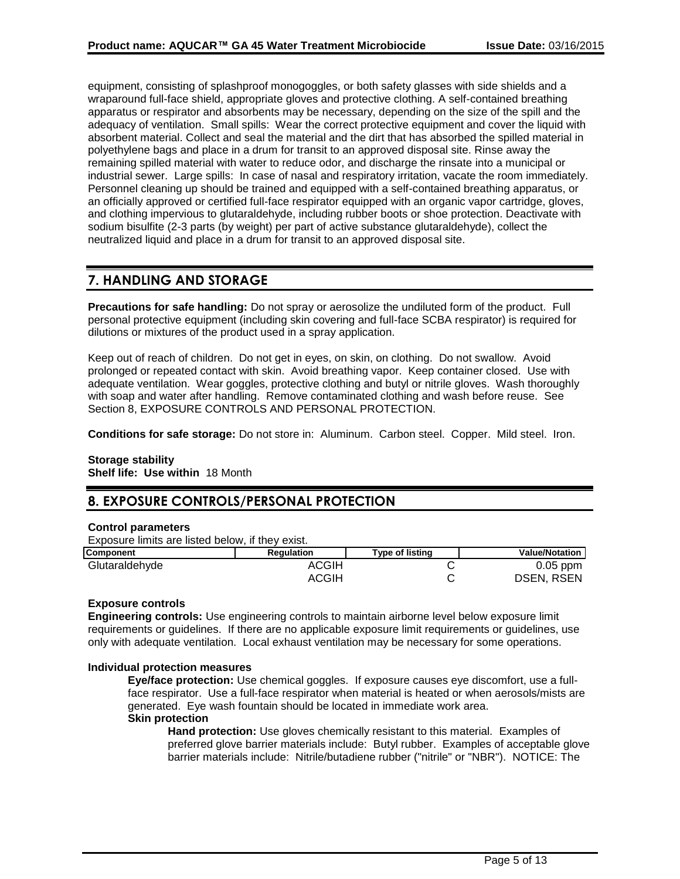equipment, consisting of splashproof monogoggles, or both safety glasses with side shields and a wraparound full-face shield, appropriate gloves and protective clothing. A self-contained breathing apparatus or respirator and absorbents may be necessary, depending on the size of the spill and the adequacy of ventilation. Small spills: Wear the correct protective equipment and cover the liquid with absorbent material. Collect and seal the material and the dirt that has absorbed the spilled material in polyethylene bags and place in a drum for transit to an approved disposal site. Rinse away the remaining spilled material with water to reduce odor, and discharge the rinsate into a municipal or industrial sewer. Large spills: In case of nasal and respiratory irritation, vacate the room immediately. Personnel cleaning up should be trained and equipped with a self-contained breathing apparatus, or an officially approved or certified full-face respirator equipped with an organic vapor cartridge, gloves, and clothing impervious to glutaraldehyde, including rubber boots or shoe protection. Deactivate with sodium bisulfite (2-3 parts (by weight) per part of active substance glutaraldehyde), collect the neutralized liquid and place in a drum for transit to an approved disposal site.

## 7. HANDLING AND STORAGE

**Precautions for safe handling:** Do not spray or aerosolize the undiluted form of the product. Full personal protective equipment (including skin covering and full-face SCBA respirator) is required for dilutions or mixtures of the product used in a spray application.

Keep out of reach of children. Do not get in eyes, on skin, on clothing. Do not swallow. Avoid prolonged or repeated contact with skin. Avoid breathing vapor. Keep container closed. Use with adequate ventilation. Wear goggles, protective clothing and butyl or nitrile gloves. Wash thoroughly with soap and water after handling. Remove contaminated clothing and wash before reuse. See Section 8, EXPOSURE CONTROLS AND PERSONAL PROTECTION.

**Conditions for safe storage:** Do not store in: Aluminum. Carbon steel. Copper. Mild steel. Iron.

**Storage stability**
**Shelf life: Use within** 18 Month

## 8. EXPOSURE CONTROLS/PERSONAL PROTECTION

**Control parameters**

Exposure limits are listed below, if they exist.

| Component | Regulation | Type of listing | Value/Notation |
|---|---|---|---|
| Glutaraldehyde | ACGIH | C | 0.05 ppm |
| | ACGIH | C | DSEN, RSEN |

**Exposure controls**

**Engineering controls:** Use engineering controls to maintain airborne level below exposure limit requirements or guidelines. If there are no applicable exposure limit requirements or guidelines, use only with adequate ventilation. Local exhaust ventilation may be necessary for some operations.

**Individual protection measures**

**Eye/face protection:** Use chemical goggles. If exposure causes eye discomfort, use a full-face respirator. Use a full-face respirator when material is heated or when aerosols/mists are generated. Eye wash fountain should be located in immediate work area.

**Skin protection**

**Hand protection:** Use gloves chemically resistant to this material. Examples of preferred glove barrier materials include: Butyl rubber. Examples of acceptable glove barrier materials include: Nitrile/butadiene rubber ("nitrile" or "NBR"). NOTICE: The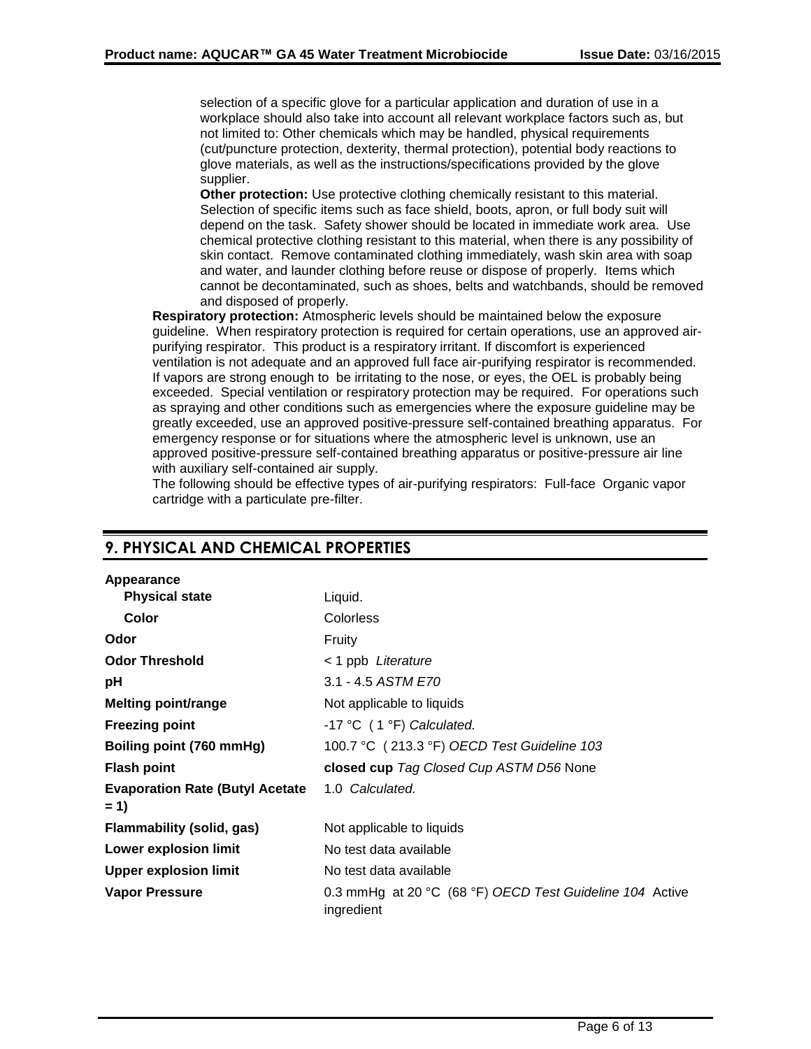selection of a specific glove for a particular application and duration of use in a workplace should also take into account all relevant workplace factors such as, but not limited to: Other chemicals which may be handled, physical requirements (cut/puncture protection, dexterity, thermal protection), potential body reactions to glove materials, as well as the instructions/specifications provided by the glove supplier.

**Other protection:** Use protective clothing chemically resistant to this material. Selection of specific items such as face shield, boots, apron, or full body suit will depend on the task. Safety shower should be located in immediate work area. Use chemical protective clothing resistant to this material, when there is any possibility of skin contact. Remove contaminated clothing immediately, wash skin area with soap and water, and launder clothing before reuse or dispose of properly. Items which cannot be decontaminated, such as shoes, belts and watchbands, should be removed and disposed of properly.

**Respiratory protection:** Atmospheric levels should be maintained below the exposure guideline. When respiratory protection is required for certain operations, use an approved air-purifying respirator. This product is a respiratory irritant. If discomfort is experienced ventilation is not adequate and an approved full face air-purifying respirator is recommended. If vapors are strong enough to be irritating to the nose, or eyes, the OEL is probably being exceeded. Special ventilation or respiratory protection may be required. For operations such as spraying and other conditions such as emergencies where the exposure guideline may be greatly exceeded, use an approved positive-pressure self-contained breathing apparatus. For emergency response or for situations where the atmospheric level is unknown, use an approved positive-pressure self-contained breathing apparatus or positive-pressure air line with auxiliary self-contained air supply.

The following should be effective types of air-purifying respirators: Full-face Organic vapor cartridge with a particulate pre-filter.

## 9. PHYSICAL AND CHEMICAL PROPERTIES

| Property | Value |
|---|---|
| **Appearance** | |
| **Physical state** | Liquid. |
| **Color** | Colorless |
| **Odor** | Fruity |
| **Odor Threshold** | < 1 ppb *Literature* |
| **pH** | 3.1 - 4.5 *ASTM E70* |
| **Melting point/range** | Not applicable to liquids |
| **Freezing point** | -17 °C ( 1 °F) *Calculated.* |
| **Boiling point (760 mmHg)** | 100.7 °C ( 213.3 °F) *OECD Test Guideline 103* |
| **Flash point** | **closed cup** *Tag Closed Cup ASTM D56* None |
| **Evaporation Rate (Butyl Acetate = 1)** | 1.0 *Calculated.* |
| **Flammability (solid, gas)** | Not applicable to liquids |
| **Lower explosion limit** | No test data available |
| **Upper explosion limit** | No test data available |
| **Vapor Pressure** | 0.3 mmHg at 20 °C (68 °F) *OECD Test Guideline 104* Active ingredient |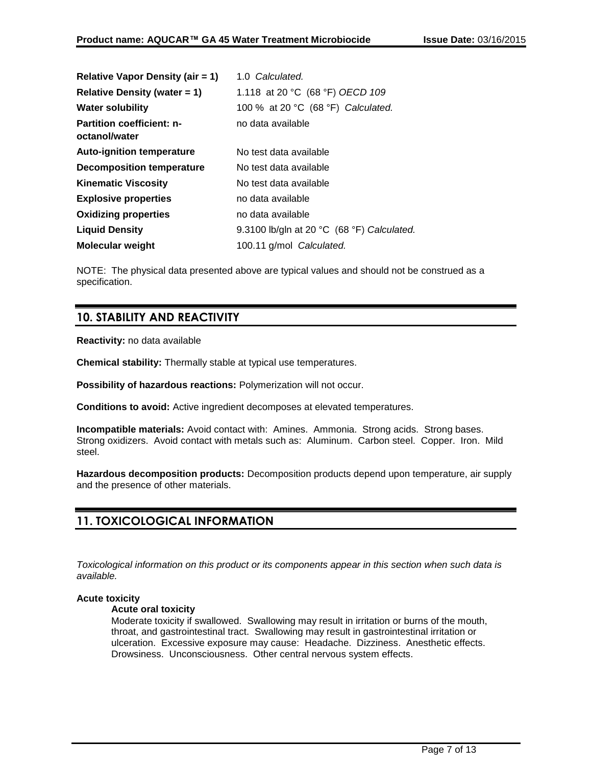| | |
|---|---|
| **Relative Vapor Density (air = 1)** | 1.0 *Calculated.* |
| **Relative Density (water = 1)** | 1.118 at 20 °C (68 °F) *OECD 109* |
| **Water solubility** | 100 % at 20 °C (68 °F) *Calculated.* |
| **Partition coefficient: n-octanol/water** | no data available |
| **Auto-ignition temperature** | No test data available |
| **Decomposition temperature** | No test data available |
| **Kinematic Viscosity** | No test data available |
| **Explosive properties** | no data available |
| **Oxidizing properties** | no data available |
| **Liquid Density** | 9.3100 lb/gln at 20 °C (68 °F) *Calculated.* |
| **Molecular weight** | 100.11 g/mol *Calculated.* |

NOTE: The physical data presented above are typical values and should not be construed as a specification.

## 10. STABILITY AND REACTIVITY

**Reactivity:** no data available

**Chemical stability:** Thermally stable at typical use temperatures.

**Possibility of hazardous reactions:** Polymerization will not occur.

**Conditions to avoid:** Active ingredient decomposes at elevated temperatures.

**Incompatible materials:** Avoid contact with: Amines. Ammonia. Strong acids. Strong bases. Strong oxidizers. Avoid contact with metals such as: Aluminum. Carbon steel. Copper. Iron. Mild steel.

**Hazardous decomposition products:** Decomposition products depend upon temperature, air supply and the presence of other materials.

## 11. TOXICOLOGICAL INFORMATION

*Toxicological information on this product or its components appear in this section when such data is available.*

**Acute toxicity**

**Acute oral toxicity**

Moderate toxicity if swallowed. Swallowing may result in irritation or burns of the mouth, throat, and gastrointestinal tract. Swallowing may result in gastrointestinal irritation or ulceration. Excessive exposure may cause: Headache. Dizziness. Anesthetic effects. Drowsiness. Unconsciousness. Other central nervous system effects.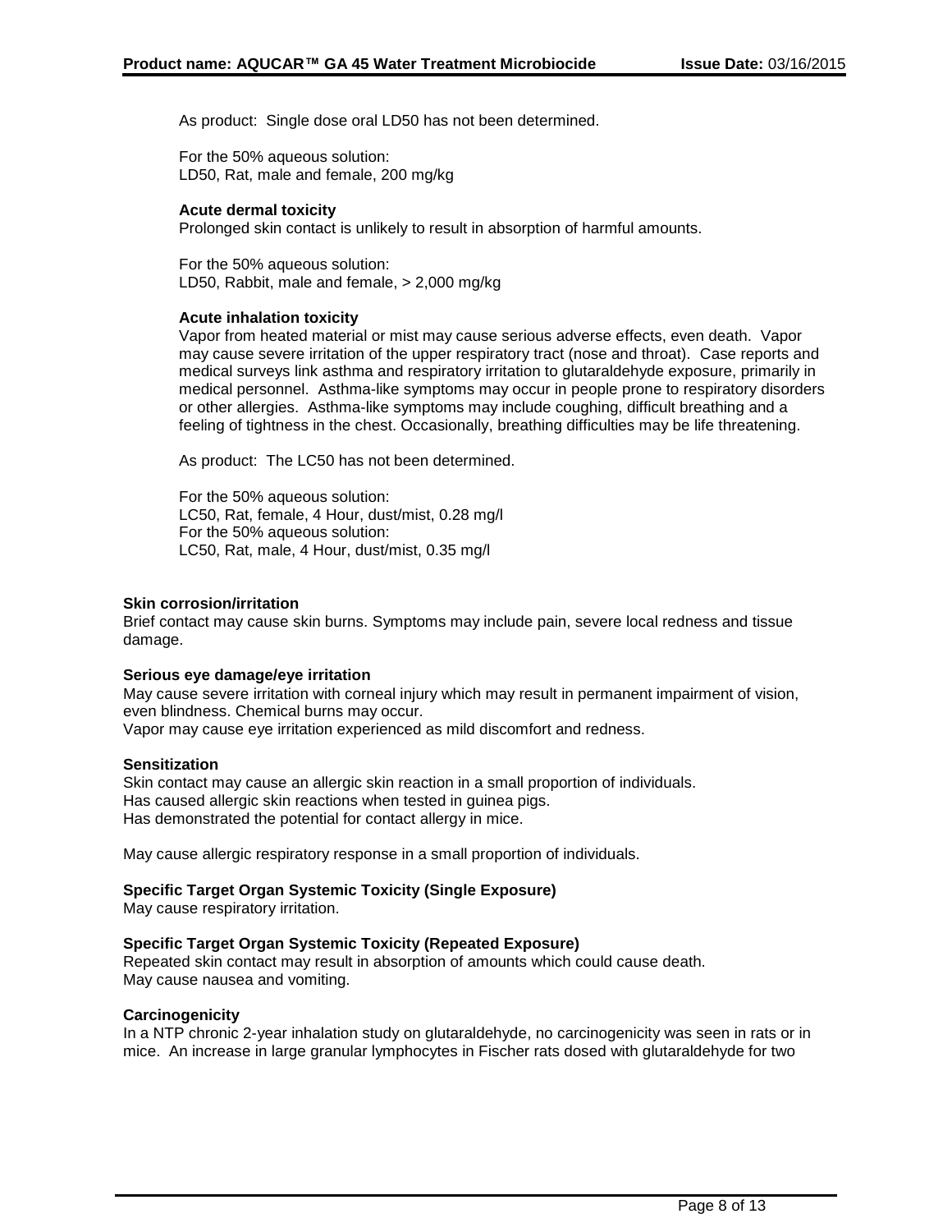As product: Single dose oral LD50 has not been determined.

For the 50% aqueous solution:
LD50, Rat, male and female, 200 mg/kg

**Acute dermal toxicity**
Prolonged skin contact is unlikely to result in absorption of harmful amounts.

For the 50% aqueous solution:
LD50, Rabbit, male and female, > 2,000 mg/kg

**Acute inhalation toxicity**
Vapor from heated material or mist may cause serious adverse effects, even death. Vapor may cause severe irritation of the upper respiratory tract (nose and throat). Case reports and medical surveys link asthma and respiratory irritation to glutaraldehyde exposure, primarily in medical personnel. Asthma-like symptoms may occur in people prone to respiratory disorders or other allergies. Asthma-like symptoms may include coughing, difficult breathing and a feeling of tightness in the chest. Occasionally, breathing difficulties may be life threatening.

As product: The LC50 has not been determined.

For the 50% aqueous solution:
LC50, Rat, female, 4 Hour, dust/mist, 0.28 mg/l
For the 50% aqueous solution:
LC50, Rat, male, 4 Hour, dust/mist, 0.35 mg/l

**Skin corrosion/irritation**
Brief contact may cause skin burns. Symptoms may include pain, severe local redness and tissue damage.

**Serious eye damage/eye irritation**
May cause severe irritation with corneal injury which may result in permanent impairment of vision, even blindness. Chemical burns may occur.
Vapor may cause eye irritation experienced as mild discomfort and redness.

**Sensitization**
Skin contact may cause an allergic skin reaction in a small proportion of individuals.
Has caused allergic skin reactions when tested in guinea pigs.
Has demonstrated the potential for contact allergy in mice.

May cause allergic respiratory response in a small proportion of individuals.

**Specific Target Organ Systemic Toxicity (Single Exposure)**
May cause respiratory irritation.

**Specific Target Organ Systemic Toxicity (Repeated Exposure)**
Repeated skin contact may result in absorption of amounts which could cause death.
May cause nausea and vomiting.

**Carcinogenicity**
In a NTP chronic 2-year inhalation study on glutaraldehyde, no carcinogenicity was seen in rats or in mice. An increase in large granular lymphocytes in Fischer rats dosed with glutaraldehyde for two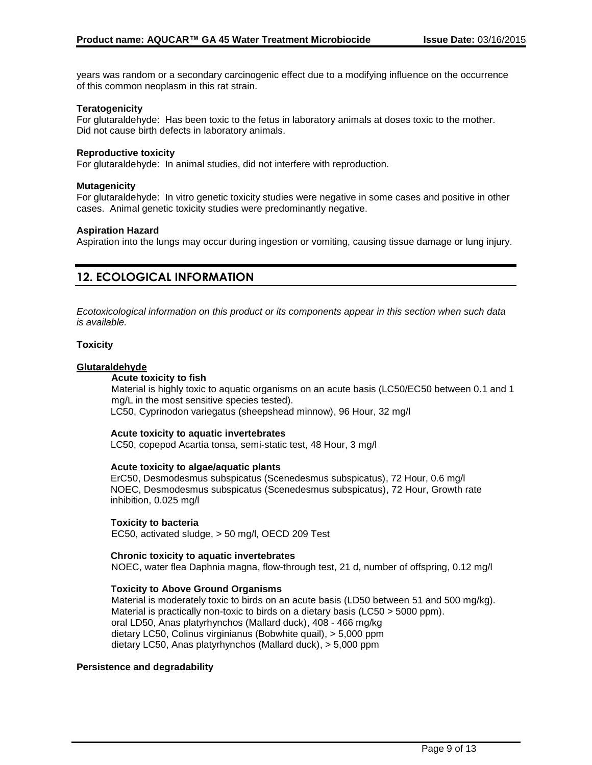years was random or a secondary carcinogenic effect due to a modifying influence on the occurrence of this common neoplasm in this rat strain.

**Teratogenicity**
For glutaraldehyde: Has been toxic to the fetus in laboratory animals at doses toxic to the mother. Did not cause birth defects in laboratory animals.

**Reproductive toxicity**
For glutaraldehyde: In animal studies, did not interfere with reproduction.

**Mutagenicity**
For glutaraldehyde: In vitro genetic toxicity studies were negative in some cases and positive in other cases. Animal genetic toxicity studies were predominantly negative.

**Aspiration Hazard**
Aspiration into the lungs may occur during ingestion or vomiting, causing tissue damage or lung injury.

## 12. ECOLOGICAL INFORMATION

*Ecotoxicological information on this product or its components appear in this section when such data is available.*

**Toxicity**

**Glutaraldehyde**

**Acute toxicity to fish**
Material is highly toxic to aquatic organisms on an acute basis (LC50/EC50 between 0.1 and 1 mg/L in the most sensitive species tested).
LC50, Cyprinodon variegatus (sheepshead minnow), 96 Hour, 32 mg/l

**Acute toxicity to aquatic invertebrates**
LC50, copepod Acartia tonsa, semi-static test, 48 Hour, 3 mg/l

**Acute toxicity to algae/aquatic plants**
ErC50, Desmodesmus subspicatus (Scenedesmus subspicatus), 72 Hour, 0.6 mg/l
NOEC, Desmodesmus subspicatus (Scenedesmus subspicatus), 72 Hour, Growth rate inhibition, 0.025 mg/l

**Toxicity to bacteria**
EC50, activated sludge, > 50 mg/l, OECD 209 Test

**Chronic toxicity to aquatic invertebrates**
NOEC, water flea Daphnia magna, flow-through test, 21 d, number of offspring, 0.12 mg/l

**Toxicity to Above Ground Organisms**
Material is moderately toxic to birds on an acute basis (LD50 between 51 and 500 mg/kg).
Material is practically non-toxic to birds on a dietary basis (LC50 > 5000 ppm).
oral LD50, Anas platyrhynchos (Mallard duck), 408 - 466 mg/kg
dietary LC50, Colinus virginianus (Bobwhite quail), > 5,000 ppm
dietary LC50, Anas platyrhynchos (Mallard duck), > 5,000 ppm

**Persistence and degradability**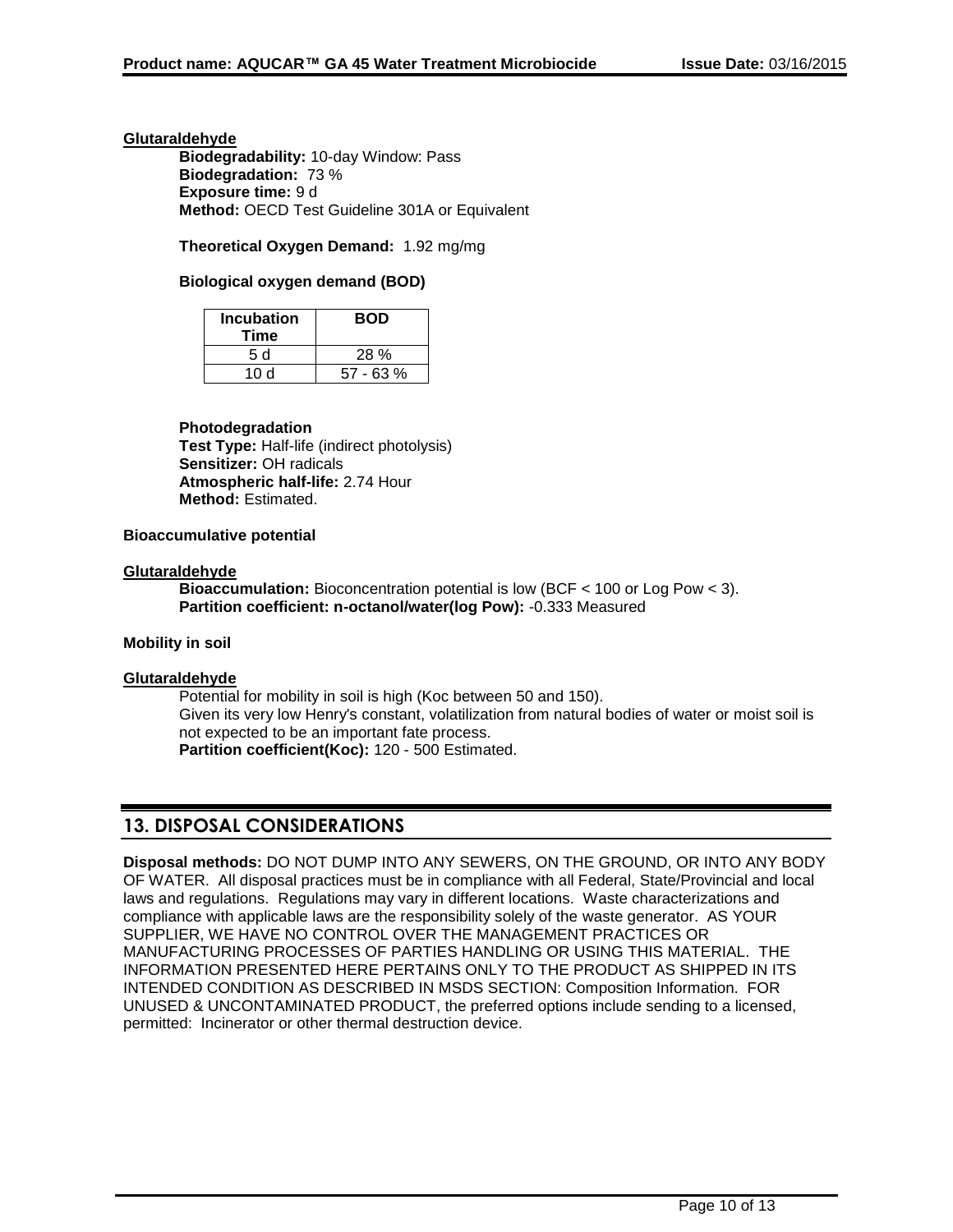**Glutaraldehyde**

**Biodegradability:** 10-day Window: Pass
**Biodegradation:** 73 %
**Exposure time:** 9 d
**Method:** OECD Test Guideline 301A or Equivalent

**Theoretical Oxygen Demand:** 1.92 mg/mg

**Biological oxygen demand (BOD)**

| Incubation Time | BOD |
| --- | --- |
| 5 d | 28 % |
| 10 d | 57 - 63 % |

**Photodegradation**
**Test Type:** Half-life (indirect photolysis)
**Sensitizer:** OH radicals
**Atmospheric half-life:** 2.74 Hour
**Method:** Estimated.

**Bioaccumulative potential**

**Glutaraldehyde**

**Bioaccumulation:** Bioconcentration potential is low (BCF < 100 or Log Pow < 3).
**Partition coefficient: n-octanol/water(log Pow):** -0.333 Measured

**Mobility in soil**

**Glutaraldehyde**

Potential for mobility in soil is high (Koc between 50 and 150).
Given its very low Henry's constant, volatilization from natural bodies of water or moist soil is not expected to be an important fate process.
**Partition coefficient(Koc):** 120 - 500 Estimated.

## 13. DISPOSAL CONSIDERATIONS

**Disposal methods:** DO NOT DUMP INTO ANY SEWERS, ON THE GROUND, OR INTO ANY BODY OF WATER. All disposal practices must be in compliance with all Federal, State/Provincial and local laws and regulations. Regulations may vary in different locations. Waste characterizations and compliance with applicable laws are the responsibility solely of the waste generator. AS YOUR SUPPLIER, WE HAVE NO CONTROL OVER THE MANAGEMENT PRACTICES OR MANUFACTURING PROCESSES OF PARTIES HANDLING OR USING THIS MATERIAL. THE INFORMATION PRESENTED HERE PERTAINS ONLY TO THE PRODUCT AS SHIPPED IN ITS INTENDED CONDITION AS DESCRIBED IN MSDS SECTION: Composition Information. FOR UNUSED & UNCONTAMINATED PRODUCT, the preferred options include sending to a licensed, permitted: Incinerator or other thermal destruction device.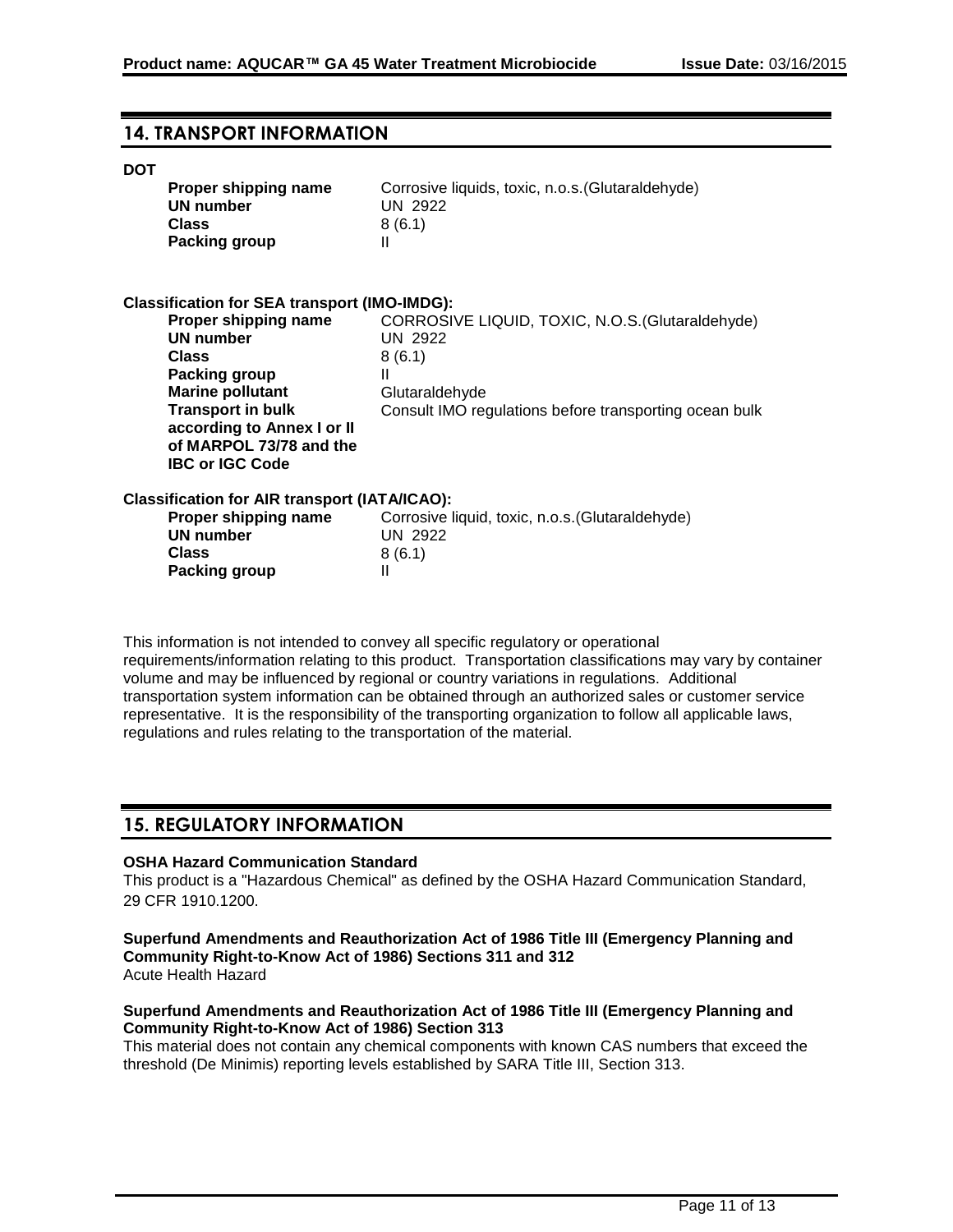## 14. TRANSPORT INFORMATION

**DOT**

| | |
|---|---|
| **Proper shipping name** | Corrosive liquids, toxic, n.o.s.(Glutaraldehyde) |
| **UN number** | UN 2922 |
| **Class** | 8 (6.1) |
| **Packing group** | II |

**Classification for SEA transport (IMO-IMDG):**

| | |
|---|---|
| **Proper shipping name** | CORROSIVE LIQUID, TOXIC, N.O.S.(Glutaraldehyde) |
| **UN number** | UN 2922 |
| **Class** | 8 (6.1) |
| **Packing group** | II |
| **Marine pollutant** | Glutaraldehyde |
| **Transport in bulk according to Annex I or II of MARPOL 73/78 and the IBC or IGC Code** | Consult IMO regulations before transporting ocean bulk |

**Classification for AIR transport (IATA/ICAO):**

| | |
|---|---|
| **Proper shipping name** | Corrosive liquid, toxic, n.o.s.(Glutaraldehyde) |
| **UN number** | UN 2922 |
| **Class** | 8 (6.1) |
| **Packing group** | II |

This information is not intended to convey all specific regulatory or operational requirements/information relating to this product. Transportation classifications may vary by container volume and may be influenced by regional or country variations in regulations. Additional transportation system information can be obtained through an authorized sales or customer service representative. It is the responsibility of the transporting organization to follow all applicable laws, regulations and rules relating to the transportation of the material.

## 15. REGULATORY INFORMATION

**OSHA Hazard Communication Standard**

This product is a "Hazardous Chemical" as defined by the OSHA Hazard Communication Standard, 29 CFR 1910.1200.

**Superfund Amendments and Reauthorization Act of 1986 Title III (Emergency Planning and Community Right-to-Know Act of 1986) Sections 311 and 312**

Acute Health Hazard

**Superfund Amendments and Reauthorization Act of 1986 Title III (Emergency Planning and Community Right-to-Know Act of 1986) Section 313**

This material does not contain any chemical components with known CAS numbers that exceed the threshold (De Minimis) reporting levels established by SARA Title III, Section 313.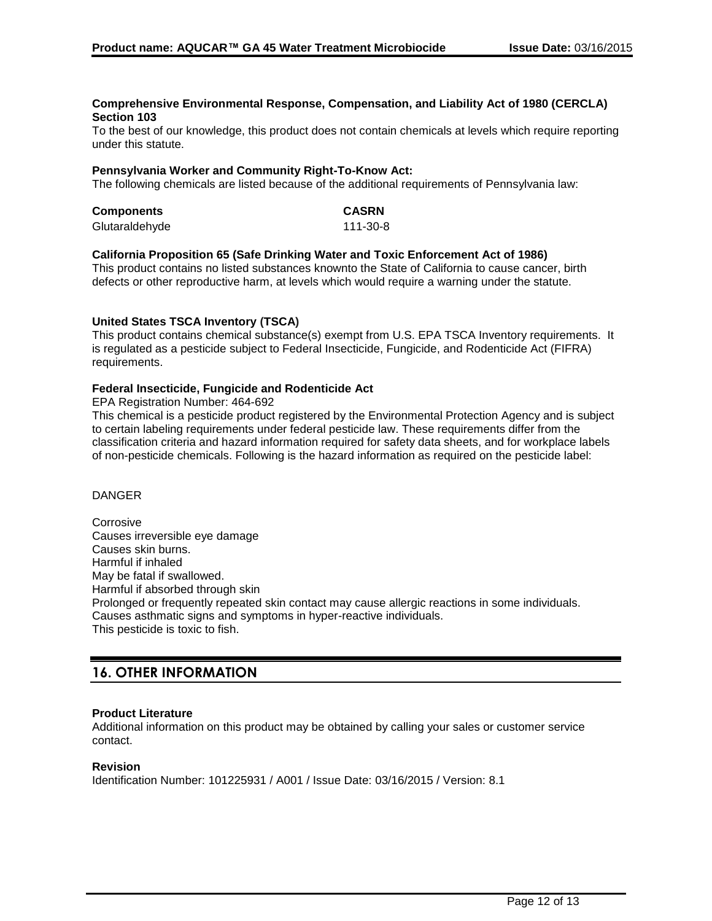**Comprehensive Environmental Response, Compensation, and Liability Act of 1980 (CERCLA) Section 103**

To the best of our knowledge, this product does not contain chemicals at levels which require reporting under this statute.

**Pennsylvania Worker and Community Right-To-Know Act:**

The following chemicals are listed because of the additional requirements of Pennsylvania law:

| Components | CASRN |
|---|---|
| Glutaraldehyde | 111-30-8 |

**California Proposition 65 (Safe Drinking Water and Toxic Enforcement Act of 1986)**

This product contains no listed substances knownto the State of California to cause cancer, birth defects or other reproductive harm, at levels which would require a warning under the statute.

**United States TSCA Inventory (TSCA)**

This product contains chemical substance(s) exempt from U.S. EPA TSCA Inventory requirements. It is regulated as a pesticide subject to Federal Insecticide, Fungicide, and Rodenticide Act (FIFRA) requirements.

**Federal Insecticide, Fungicide and Rodenticide Act**

EPA Registration Number: 464-692

This chemical is a pesticide product registered by the Environmental Protection Agency and is subject to certain labeling requirements under federal pesticide law. These requirements differ from the classification criteria and hazard information required for safety data sheets, and for workplace labels of non-pesticide chemicals. Following is the hazard information as required on the pesticide label:

DANGER

Corrosive
Causes irreversible eye damage
Causes skin burns.
Harmful if inhaled
May be fatal if swallowed.
Harmful if absorbed through skin
Prolonged or frequently repeated skin contact may cause allergic reactions in some individuals.
Causes asthmatic signs and symptoms in hyper-reactive individuals.
This pesticide is toxic to fish.

## 16. OTHER INFORMATION

**Product Literature**

Additional information on this product may be obtained by calling your sales or customer service contact.

**Revision**

Identification Number: 101225931 / A001 / Issue Date: 03/16/2015 / Version: 8.1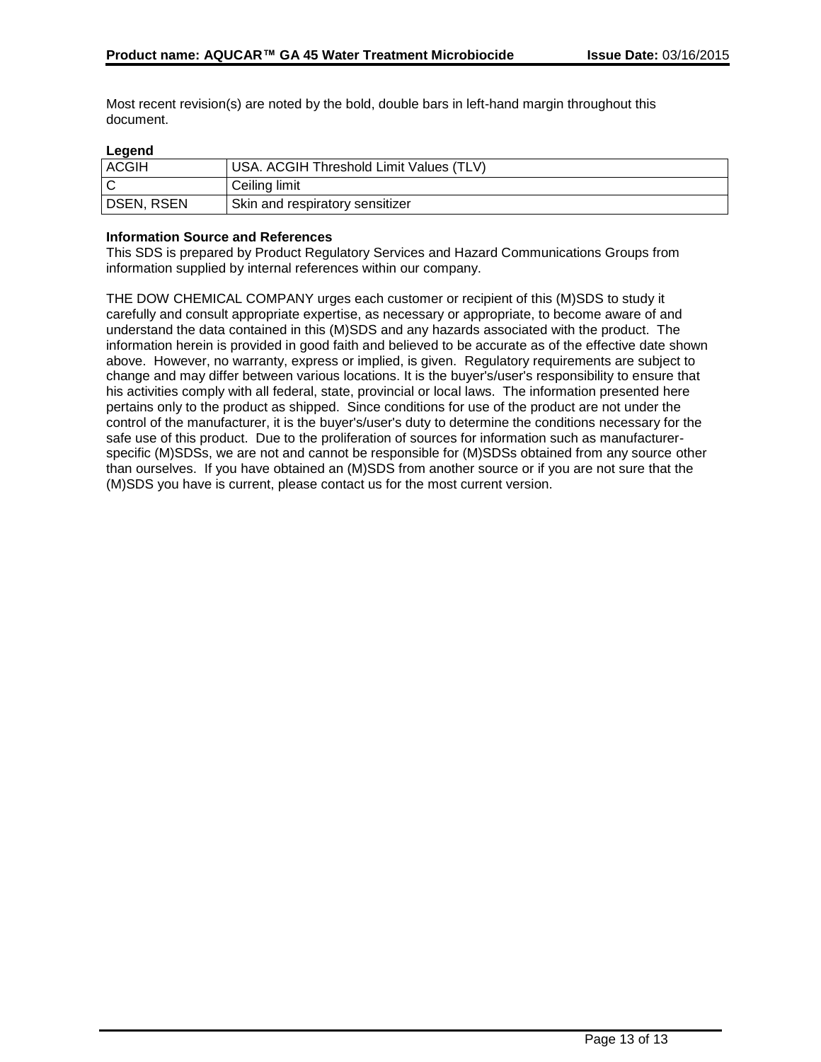Most recent revision(s) are noted by the bold, double bars in left-hand margin throughout this document.

**Legend**

| | |
|---|---|
| ACGIH | USA. ACGIH Threshold Limit Values (TLV) |
| C | Ceiling limit |
| DSEN, RSEN | Skin and respiratory sensitizer |

**Information Source and References**

This SDS is prepared by Product Regulatory Services and Hazard Communications Groups from information supplied by internal references within our company.

THE DOW CHEMICAL COMPANY urges each customer or recipient of this (M)SDS to study it carefully and consult appropriate expertise, as necessary or appropriate, to become aware of and understand the data contained in this (M)SDS and any hazards associated with the product. The information herein is provided in good faith and believed to be accurate as of the effective date shown above. However, no warranty, express or implied, is given. Regulatory requirements are subject to change and may differ between various locations. It is the buyer's/user's responsibility to ensure that his activities comply with all federal, state, provincial or local laws. The information presented here pertains only to the product as shipped. Since conditions for use of the product are not under the control of the manufacturer, it is the buyer's/user's duty to determine the conditions necessary for the safe use of this product. Due to the proliferation of sources for information such as manufacturer-specific (M)SDSs, we are not and cannot be responsible for (M)SDSs obtained from any source other than ourselves. If you have obtained an (M)SDS from another source or if you are not sure that the (M)SDS you have is current, please contact us for the most current version.